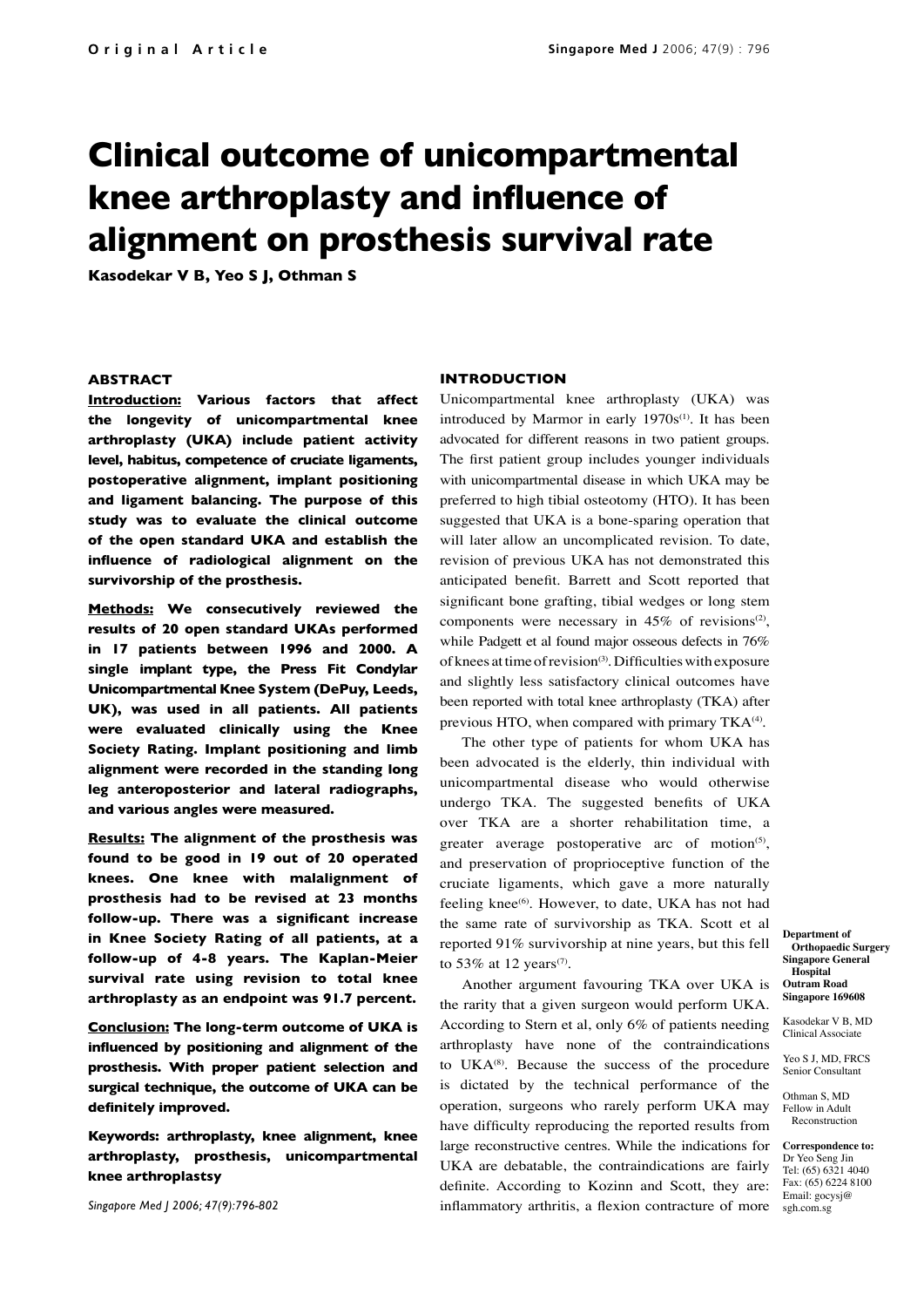# Clinical outcome of unicompartmental knee arthroplasty and influence of alignment on prosthesis survival rate

**Kasodekar V B, Yeo S J, Othman S**

Department of Orthopaedic Surgery
Singapore General Hospital
Outram Road
Singapore 169608

Kasodekar V B, MD
Clinical Associate

Yeo S J, MD, FRCS
Senior Consultant

Othman S, MD
Fellow in Adult Reconstruction

**Correspondence to:**
Dr Yeo Seng Jin
Tel: (65) 6321 4040
Fax: (65) 6224 8100
Email: gocysj@sgh.com.sg

## ABSTRACT

**Introduction:** **Various factors that affect the longevity of unicompartmental knee arthroplasty (UKA) include patient activity level, habitus, competence of cruciate ligaments, postoperative alignment, implant positioning and ligament balancing. The purpose of this study was to evaluate the clinical outcome of the open standard UKA and establish the influence of radiological alignment on the survivorship of the prosthesis.**

**Methods:** **We consecutively reviewed the results of 20 open standard UKAs performed in 17 patients between 1996 and 2000. A single implant type, the Press Fit Condylar Unicompartmental Knee System (DePuy, Leeds, UK), was used in all patients. All patients were evaluated clinically using the Knee Society Rating. Implant positioning and limb alignment were recorded in the standing long leg anteroposterior and lateral radiographs, and various angles were measured.**

**Results:** **The alignment of the prosthesis was found to be good in 19 out of 20 operated knees. One knee with malalignment of prosthesis had to be revised at 23 months follow-up. There was a significant increase in Knee Society Rating of all patients, at a follow-up of 4-8 years. The Kaplan-Meier survival rate using revision to total knee arthroplasty as an endpoint was 91.7 percent.**

**Conclusion:** **The long-term outcome of UKA is influenced by positioning and alignment of the prosthesis. With proper patient selection and surgical technique, the outcome of UKA can be definitely improved.**

**Keywords: arthroplasty, knee alignment, knee arthroplasty, prosthesis, unicompartmental knee arthroplastsy**

*Singapore Med J 2006; 47(9):796-802*

## INTRODUCTION

Unicompartmental knee arthroplasty (UKA) was introduced by Marmor in early 1970s[1]. It has been advocated for different reasons in two patient groups. The first patient group includes younger individuals with unicompartmental disease in which UKA may be preferred to high tibial osteotomy (HTO). It has been suggested that UKA is a bone-sparing operation that will later allow an uncomplicated revision. To date, revision of previous UKA has not demonstrated this anticipated benefit. Barrett and Scott reported that significant bone grafting, tibial wedges or long stem components were necessary in 45% of revisions[2], while Padgett et al found major osseous defects in 76% of knees at time of revision[3]. Difficulties with exposure and slightly less satisfactory clinical outcomes have been reported with total knee arthroplasty (TKA) after previous HTO, when compared with primary TKA[4].

The other type of patients for whom UKA has been advocated is the elderly, thin individual with unicompartmental disease who would otherwise undergo TKA. The suggested benefits of UKA over TKA are a shorter rehabilitation time, a greater average postoperative arc of motion[5], and preservation of proprioceptive function of the cruciate ligaments, which gave a more naturally feeling knee[6]. However, to date, UKA has not had the same rate of survivorship as TKA. Scott et al reported 91% survivorship at nine years, but this fell to 53% at 12 years[7].

Another argument favouring TKA over UKA is the rarity that a given surgeon would perform UKA. According to Stern et al, only 6% of patients needing arthroplasty have none of the contraindications to UKA[8]. Because the success of the procedure is dictated by the technical performance of the operation, surgeons who rarely perform UKA may have difficulty reproducing the reported results from large reconstructive centres. While the indications for UKA are debatable, the contraindications are fairly definite. According to Kozinn and Scott, they are: inflammatory arthritis, a flexion contracture of more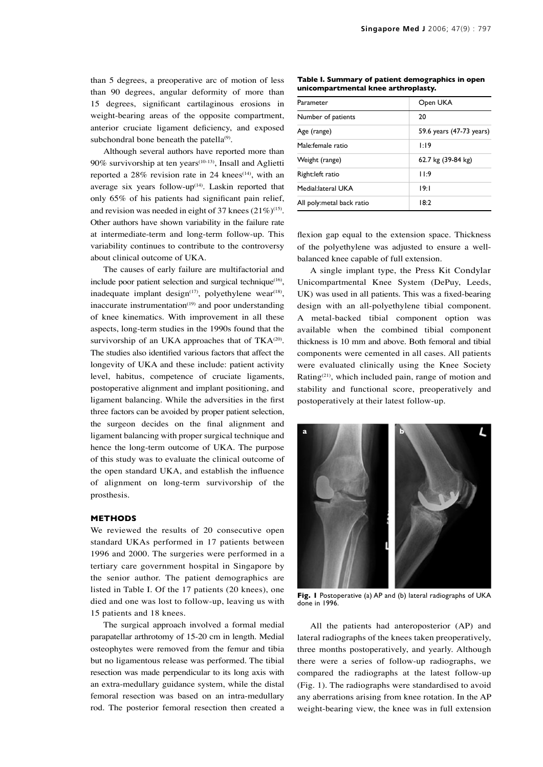than 5 degrees, a preoperative arc of motion of less than 90 degrees, angular deformity of more than 15 degrees, significant cartilaginous erosions in weight-bearing areas of the opposite compartment, anterior cruciate ligament deficiency, and exposed subchondral bone beneath the patella[9].

Although several authors have reported more than 90% survivorship at ten years[10-13], Insall and Aglietti reported a 28% revision rate in 24 knees[14], with an average six years follow-up[14]. Laskin reported that only 65% of his patients had significant pain relief, and revision was needed in eight of 37 knees (21%)[15]. Other authors have shown variability in the failure rate at intermediate-term and long-term follow-up. This variability continues to contribute to the controversy about clinical outcome of UKA.

The causes of early failure are multifactorial and include poor patient selection and surgical technique[16], inadequate implant design[17], polyethylene wear[18], inaccurate instrumentation[19] and poor understanding of knee kinematics. With improvement in all these aspects, long-term studies in the 1990s found that the survivorship of an UKA approaches that of TKA[20]. The studies also identified various factors that affect the longevity of UKA and these include: patient activity level, habitus, competence of cruciate ligaments, postoperative alignment and implant positioning, and ligament balancing. While the adversities in the first three factors can be avoided by proper patient selection, the surgeon decides on the final alignment and ligament balancing with proper surgical technique and hence the long-term outcome of UKA. The purpose of this study was to evaluate the clinical outcome of the open standard UKA, and establish the influence of alignment on long-term survivorship of the prosthesis.

## METHODS

We reviewed the results of 20 consecutive open standard UKAs performed in 17 patients between 1996 and 2000. The surgeries were performed in a tertiary care government hospital in Singapore by the senior author. The patient demographics are listed in Table I. Of the 17 patients (20 knees), one died and one was lost to follow-up, leaving us with 15 patients and 18 knees.

The surgical approach involved a formal medial parapatellar arthrotomy of 15-20 cm in length. Medial osteophytes were removed from the femur and tibia but no ligamentous release was performed. The tibial resection was made perpendicular to its long axis with an extra-medullary guidance system, while the distal femoral resection was based on an intra-medullary rod. The posterior femoral resection then created a flexion gap equal to the extension space. Thickness of the polyethylene was adjusted to ensure a well-balanced knee capable of full extension.

**Table I. Summary of patient demographics in open unicompartmental knee arthroplasty.**

| Parameter | Open UKA |
|---|---|
| Number of patients | 20 |
| Age (range) | 59.6 years (47-73 years) |
| Male:female ratio | 1:19 |
| Weight (range) | 62.7 kg (39-84 kg) |
| Right:left ratio | 11:9 |
| Medial:lateral UKA | 19:1 |
| All poly:metal back ratio | 18:2 |

A single implant type, the Press Kit Condylar Unicompartmental Knee System (DePuy, Leeds, UK) was used in all patients. This was a fixed-bearing design with an all-polyethylene tibial component. A metal-backed tibial component option was available when the combined tibial component thickness is 10 mm and above. Both femoral and tibial components were cemented in all cases. All patients were evaluated clinically using the Knee Society Rating[21], which included pain, range of motion and stability and functional score, preoperatively and postoperatively at their latest follow-up.

**Fig. 1** Postoperative (a) AP and (b) lateral radiographs of UKA done in 1996.

All the patients had anteroposterior (AP) and lateral radiographs of the knees taken preoperatively, three months postoperatively, and yearly. Although there were a series of follow-up radiographs, we compared the radiographs at the latest follow-up (Fig. 1). The radiographs were standardised to avoid any aberrations arising from knee rotation. In the AP weight-bearing view, the knee was in full extension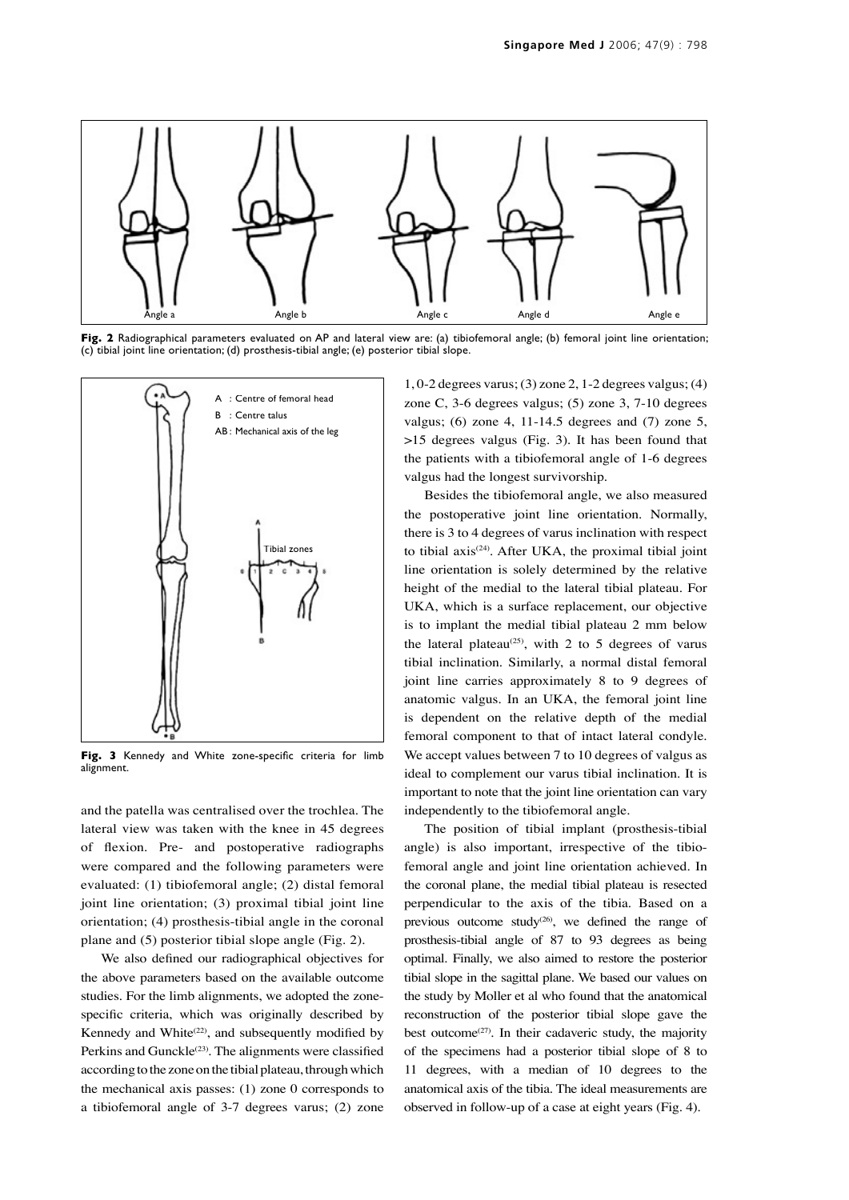Angle a Angle b Angle c Angle d Angle e

**Fig. 2** Radiographical parameters evaluated on AP and lateral view are: (a) tibiofemoral angle; (b) femoral joint line orientation; (c) tibial joint line orientation; (d) prosthesis-tibial angle; (e) posterior tibial slope.

A : Centre of femoral head
B : Centre talus
AB : Mechanical axis of the leg

Tibial zones

**Fig. 3** Kennedy and White zone-specific criteria for limb alignment.

and the patella was centralised over the trochlea. The lateral view was taken with the knee in 45 degrees of flexion. Pre- and postoperative radiographs were compared and the following parameters were evaluated: (1) tibiofemoral angle; (2) distal femoral joint line orientation; (3) proximal tibial joint line orientation; (4) prosthesis-tibial angle in the coronal plane and (5) posterior tibial slope angle (Fig. 2).

We also defined our radiographical objectives for the above parameters based on the available outcome studies. For the limb alignments, we adopted the zone-specific criteria, which was originally described by Kennedy and White[22], and subsequently modified by Perkins and Gunckle[23]. The alignments were classified according to the zone on the tibial plateau, through which the mechanical axis passes: (1) zone 0 corresponds to a tibiofemoral angle of 3-7 degrees varus; (2) zone 1, 0-2 degrees varus; (3) zone 2, 1-2 degrees valgus; (4) zone C, 3-6 degrees valgus; (5) zone 3, 7-10 degrees valgus; (6) zone 4, 11-14.5 degrees and (7) zone 5, >15 degrees valgus (Fig. 3). It has been found that the patients with a tibiofemoral angle of 1-6 degrees valgus had the longest survivorship.

Besides the tibiofemoral angle, we also measured the postoperative joint line orientation. Normally, there is 3 to 4 degrees of varus inclination with respect to tibial axis[24]. After UKA, the proximal tibial joint line orientation is solely determined by the relative height of the medial to the lateral tibial plateau. For UKA, which is a surface replacement, our objective is to implant the medial tibial plateau 2 mm below the lateral plateau[25], with 2 to 5 degrees of varus tibial inclination. Similarly, a normal distal femoral joint line carries approximately 8 to 9 degrees of anatomic valgus. In an UKA, the femoral joint line is dependent on the relative depth of the medial femoral component to that of intact lateral condyle. We accept values between 7 to 10 degrees of valgus as ideal to complement our varus tibial inclination. It is important to note that the joint line orientation can vary independently to the tibiofemoral angle.

The position of tibial implant (prosthesis-tibial angle) is also important, irrespective of the tibiofemoral angle and joint line orientation achieved. In the coronal plane, the medial tibial plateau is resected perpendicular to the axis of the tibia. Based on a previous outcome study[26], we defined the range of prosthesis-tibial angle of 87 to 93 degrees as being optimal. Finally, we also aimed to restore the posterior tibial slope in the sagittal plane. We based our values on the study by Moller et al who found that the anatomical reconstruction of the posterior tibial slope gave the best outcome[27]. In their cadaveric study, the majority of the specimens had a posterior tibial slope of 8 to 11 degrees, with a median of 10 degrees to the anatomical axis of the tibia. The ideal measurements are observed in follow-up of a case at eight years (Fig. 4).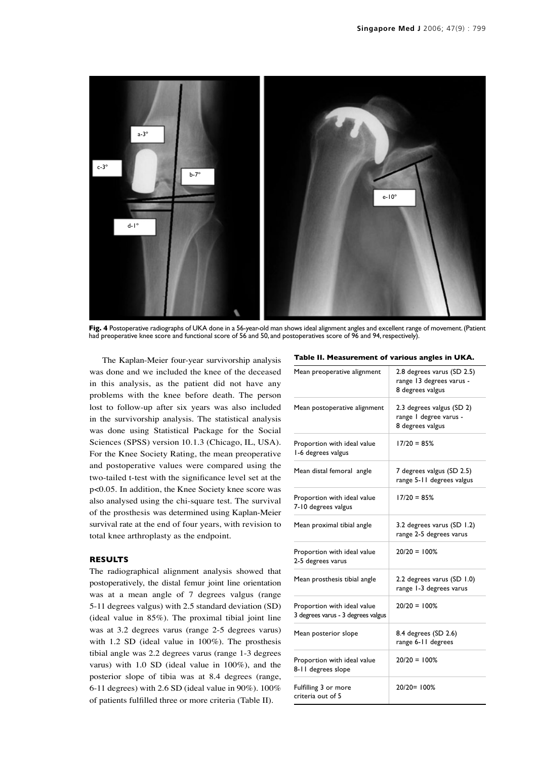**Fig. 4** Postoperative radiographs of UKA done in a 56-year-old man shows ideal alignment angles and excellent range of movement. (Patient had preoperative knee score and functional score of 56 and 50, and postoperatives score of 96 and 94, respectively).

The Kaplan-Meier four-year survivorship analysis was done and we included the knee of the deceased in this analysis, as the patient did not have any problems with the knee before death. The person lost to follow-up after six years was also included in the survivorship analysis. The statistical analysis was done using Statistical Package for the Social Sciences (SPSS) version 10.1.3 (Chicago, IL, USA). For the Knee Society Rating, the mean preoperative and postoperative values were compared using the two-tailed t-test with the significance level set at the $p<0.05$. In addition, the Knee Society knee score was also analysed using the chi-square test. The survival of the prosthesis was determined using Kaplan-Meier survival rate at the end of four years, with revision to total knee arthroplasty as the endpoint.

## RESULTS

The radiographical alignment analysis showed that postoperatively, the distal femur joint line orientation was at a mean angle of 7 degrees valgus (range 5-11 degrees valgus) with 2.5 standard deviation (SD) (ideal value in 85%). The proximal tibial joint line was at 3.2 degrees varus (range 2-5 degrees varus) with 1.2 SD (ideal value in 100%). The prosthesis tibial angle was 2.2 degrees varus (range 1-3 degrees varus) with 1.0 SD (ideal value in 100%), and the posterior slope of tibia was at 8.4 degrees (range, 6-11 degrees) with 2.6 SD (ideal value in 90%). 100% of patients fulfilled three or more criteria (Table II).

**Table II. Measurement of various angles in UKA.**

| | |
|---|---|
| Mean preoperative alignment | 2.8 degrees varus (SD 2.5) range 13 degrees varus - 8 degrees valgus |
| Mean postoperative alignment | 2.3 degrees valgus (SD 2) range 1 degree varus - 8 degrees valgus |
| Proportion with ideal value 1-6 degrees valgus | 17/20 = 85% |
| Mean distal femoral angle | 7 degrees valgus (SD 2.5) range 5-11 degrees valgus |
| Proportion with ideal value 7-10 degrees valgus | 17/20 = 85% |
| Mean proximal tibial angle | 3.2 degrees varus (SD 1.2) range 2-5 degrees varus |
| Proportion with ideal value 2-5 degrees varus | 20/20 = 100% |
| Mean prosthesis tibial angle | 2.2 degrees varus (SD 1.0) range 1-3 degrees varus |
| Proportion with ideal value 3 degrees varus - 3 degrees valgus | 20/20 = 100% |
| Mean posterior slope | 8.4 degrees (SD 2.6) range 6-11 degrees |
| Proportion with ideal value 8-11 degrees slope | 20/20 = 100% |
| Fulfilling 3 or more criteria out of 5 | 20/20= 100% |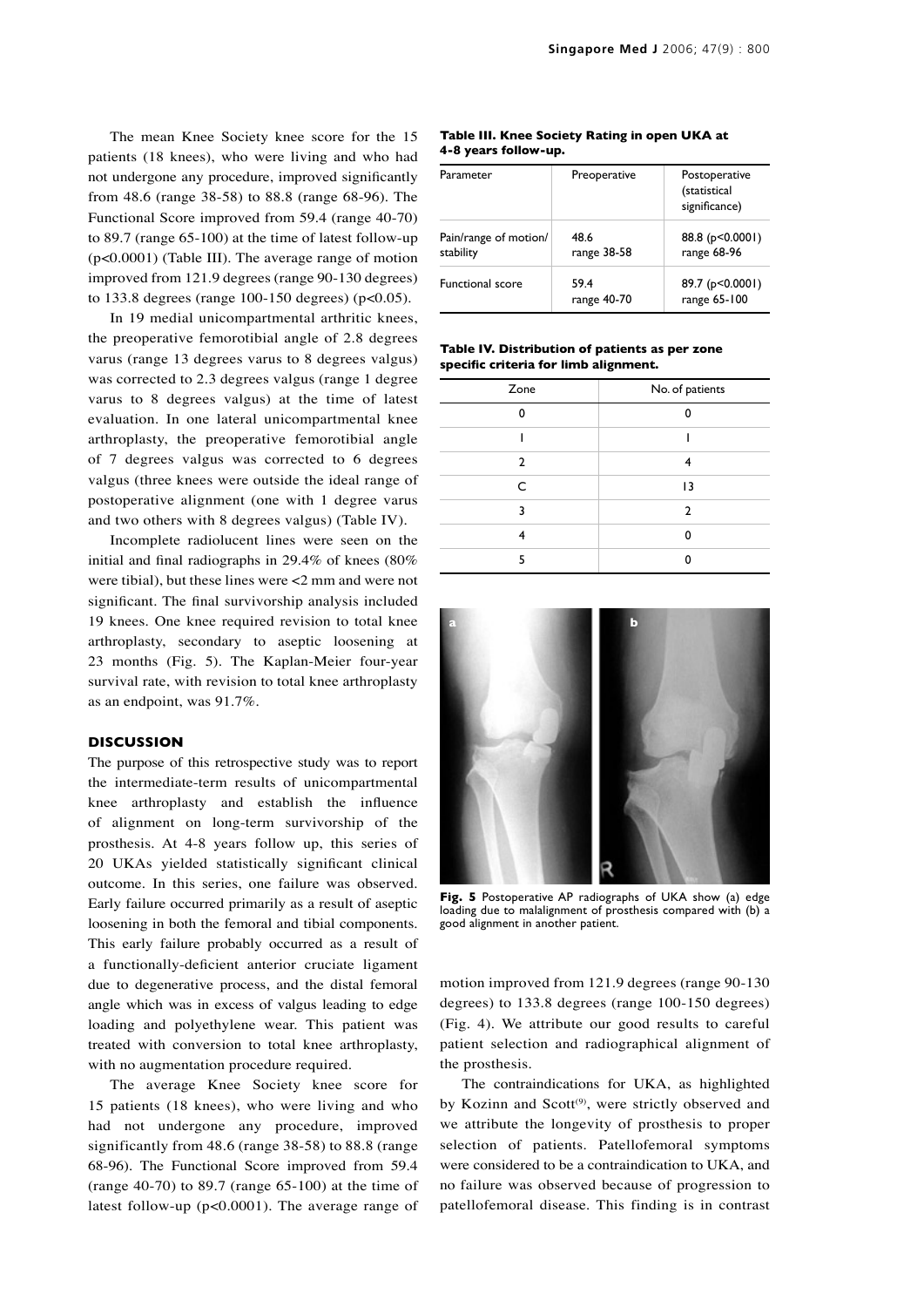The mean Knee Society knee score for the 15 patients (18 knees), who were living and who had not undergone any procedure, improved significantly from 48.6 (range 38-58) to 88.8 (range 68-96). The Functional Score improved from 59.4 (range 40-70) to 89.7 (range 65-100) at the time of latest follow-up ($p<0.0001$) (Table III). The average range of motion improved from 121.9 degrees (range 90-130 degrees) to 133.8 degrees (range 100-150 degrees) ($p<0.05$).

In 19 medial unicompartmental arthritic knees, the preoperative femorotibial angle of 2.8 degrees varus (range 13 degrees varus to 8 degrees valgus) was corrected to 2.3 degrees valgus (range 1 degree varus to 8 degrees valgus) at the time of latest evaluation. In one lateral unicompartmental knee arthroplasty, the preoperative femorotibial angle of 7 degrees valgus was corrected to 6 degrees valgus (three knees were outside the ideal range of postoperative alignment (one with 1 degree varus and two others with 8 degrees valgus) (Table IV).

Incomplete radiolucent lines were seen on the initial and final radiographs in 29.4% of knees (80% were tibial), but these lines were <2 mm and were not significant. The final survivorship analysis included 19 knees. One knee required revision to total knee arthroplasty, secondary to aseptic loosening at 23 months (Fig. 5). The Kaplan-Meier four-year survival rate, with revision to total knee arthroplasty as an endpoint, was 91.7%.

**Table III. Knee Society Rating in open UKA at 4-8 years follow-up.**

| Parameter | Preoperative | Postoperative (statistical significance) |
|---|---|---|
| Pain/range of motion/ stability | 48.6 range 38-58 | 88.8 ($p<0.0001$) range 68-96 |
| Functional score | 59.4 range 40-70 | 89.7 ($p<0.0001$) range 65-100 |

**Table IV. Distribution of patients as per zone specific criteria for limb alignment.**

| Zone | No. of patients |
|---|---|
| 0 | 0 |
| 1 | 1 |
| 2 | 4 |
| C | 13 |
| 3 | 2 |
| 4 | 0 |
| 5 | 0 |

**Fig. 5** Postoperative AP radiographs of UKA show (a) edge loading due to malalignment of prosthesis compared with (b) a good alignment in another patient.

## DISCUSSION

The purpose of this retrospective study was to report the intermediate-term results of unicompartmental knee arthroplasty and establish the influence of alignment on long-term survivorship of the prosthesis. At 4-8 years follow up, this series of 20 UKAs yielded statistically significant clinical outcome. In this series, one failure was observed. Early failure occurred primarily as a result of aseptic loosening in both the femoral and tibial components. This early failure probably occurred as a result of a functionally-deficient anterior cruciate ligament due to degenerative process, and the distal femoral angle which was in excess of valgus leading to edge loading and polyethylene wear. This patient was treated with conversion to total knee arthroplasty, with no augmentation procedure required.

The average Knee Society knee score for 15 patients (18 knees), who were living and who had not undergone any procedure, improved significantly from 48.6 (range 38-58) to 88.8 (range 68-96). The Functional Score improved from 59.4 (range 40-70) to 89.7 (range 65-100) at the time of latest follow-up ($p<0.0001$). The average range of motion improved from 121.9 degrees (range 90-130 degrees) to 133.8 degrees (range 100-150 degrees) (Fig. 4). We attribute our good results to careful patient selection and radiographical alignment of the prosthesis.

The contraindications for UKA, as highlighted by Kozinn and Scott[9], were strictly observed and we attribute the longevity of prosthesis to proper selection of patients. Patellofemoral symptoms were considered to be a contraindication to UKA, and no failure was observed because of progression to patellofemoral disease. This finding is in contrast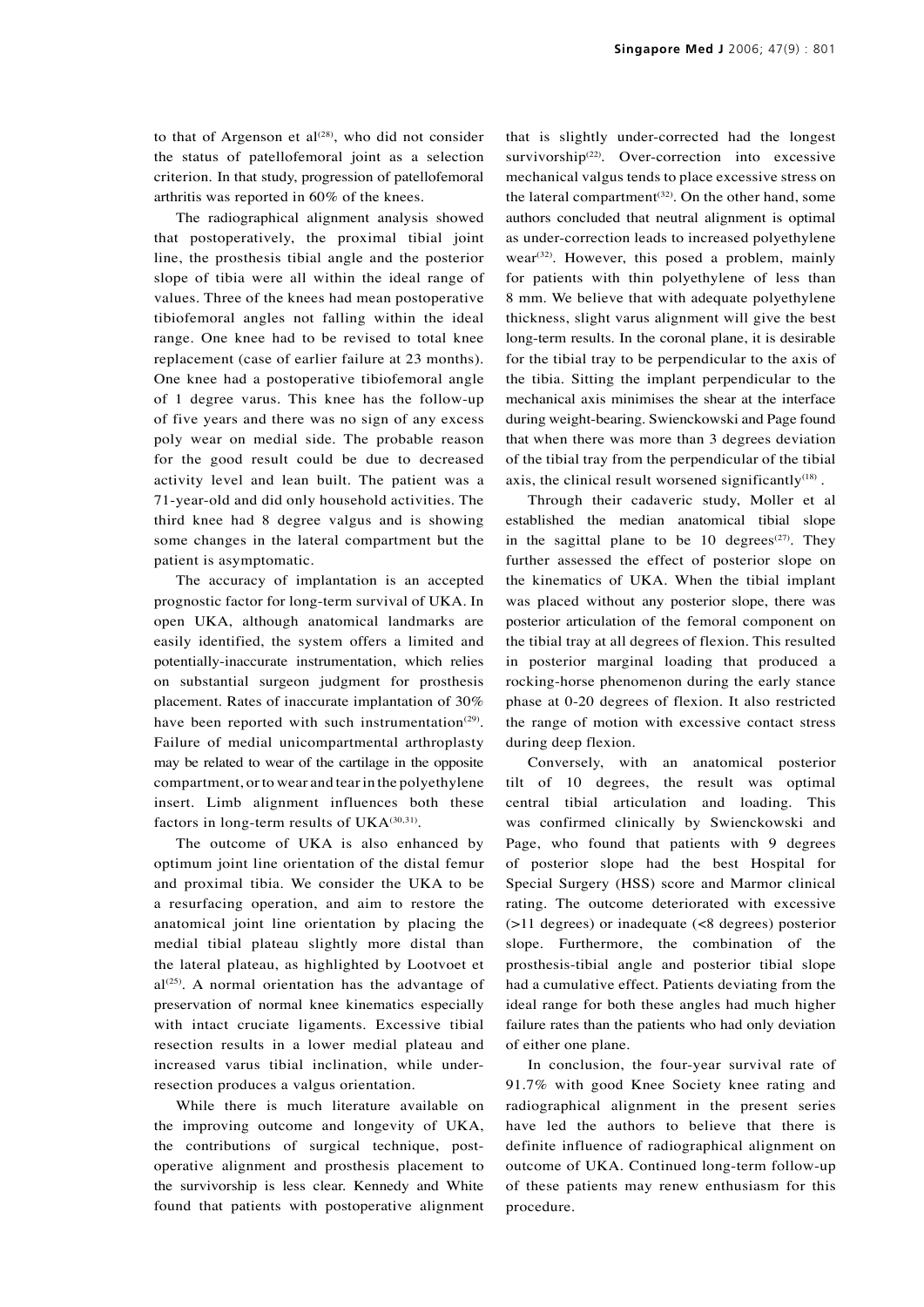to that of Argenson et al[28], who did not consider the status of patellofemoral joint as a selection criterion. In that study, progression of patellofemoral arthritis was reported in 60% of the knees.

The radiographical alignment analysis showed that postoperatively, the proximal tibial joint line, the prosthesis tibial angle and the posterior slope of tibia were all within the ideal range of values. Three of the knees had mean postoperative tibiofemoral angles not falling within the ideal range. One knee had to be revised to total knee replacement (case of earlier failure at 23 months). One knee had a postoperative tibiofemoral angle of 1 degree varus. This knee has the follow-up of five years and there was no sign of any excess poly wear on medial side. The probable reason for the good result could be due to decreased activity level and lean built. The patient was a 71-year-old and did only household activities. The third knee had 8 degree valgus and is showing some changes in the lateral compartment but the patient is asymptomatic.

The accuracy of implantation is an accepted prognostic factor for long-term survival of UKA. In open UKA, although anatomical landmarks are easily identified, the system offers a limited and potentially-inaccurate instrumentation, which relies on substantial surgeon judgment for prosthesis placement. Rates of inaccurate implantation of 30% have been reported with such instrumentation[29]. Failure of medial unicompartmental arthroplasty may be related to wear of the cartilage in the opposite compartment, or to wear and tear in the polyethylene insert. Limb alignment influences both these factors in long-term results of UKA[30,31].

The outcome of UKA is also enhanced by optimum joint line orientation of the distal femur and proximal tibia. We consider the UKA to be a resurfacing operation, and aim to restore the anatomical joint line orientation by placing the medial tibial plateau slightly more distal than the lateral plateau, as highlighted by Lootvoet et al[25]. A normal orientation has the advantage of preservation of normal knee kinematics especially with intact cruciate ligaments. Excessive tibial resection results in a lower medial plateau and increased varus tibial inclination, while under-resection produces a valgus orientation.

While there is much literature available on the improving outcome and longevity of UKA, the contributions of surgical technique, post-operative alignment and prosthesis placement to the survivorship is less clear. Kennedy and White found that patients with postoperative alignment that is slightly under-corrected had the longest survivorship[22]. Over-correction into excessive mechanical valgus tends to place excessive stress on the lateral compartment[32]. On the other hand, some authors concluded that neutral alignment is optimal as under-correction leads to increased polyethylene wear[32]. However, this posed a problem, mainly for patients with thin polyethylene of less than 8 mm. We believe that with adequate polyethylene thickness, slight varus alignment will give the best long-term results. In the coronal plane, it is desirable for the tibial tray to be perpendicular to the axis of the tibia. Sitting the implant perpendicular to the mechanical axis minimises the shear at the interface during weight-bearing. Swienckowski and Page found that when there was more than 3 degrees deviation of the tibial tray from the perpendicular of the tibial axis, the clinical result worsened significantly[18].

Through their cadaveric study, Moller et al established the median anatomical tibial slope in the sagittal plane to be 10 degrees[27]. They further assessed the effect of posterior slope on the kinematics of UKA. When the tibial implant was placed without any posterior slope, there was posterior articulation of the femoral component on the tibial tray at all degrees of flexion. This resulted in posterior marginal loading that produced a rocking-horse phenomenon during the early stance phase at 0-20 degrees of flexion. It also restricted the range of motion with excessive contact stress during deep flexion.

Conversely, with an anatomical posterior tilt of 10 degrees, the result was optimal central tibial articulation and loading. This was confirmed clinically by Swienckowski and Page, who found that patients with 9 degrees of posterior slope had the best Hospital for Special Surgery (HSS) score and Marmor clinical rating. The outcome deteriorated with excessive (>11 degrees) or inadequate (<8 degrees) posterior slope. Furthermore, the combination of the prosthesis-tibial angle and posterior tibial slope had a cumulative effect. Patients deviating from the ideal range for both these angles had much higher failure rates than the patients who had only deviation of either one plane.

In conclusion, the four-year survival rate of 91.7% with good Knee Society knee rating and radiographical alignment in the present series have led the authors to believe that there is definite influence of radiographical alignment on outcome of UKA. Continued long-term follow-up of these patients may renew enthusiasm for this procedure.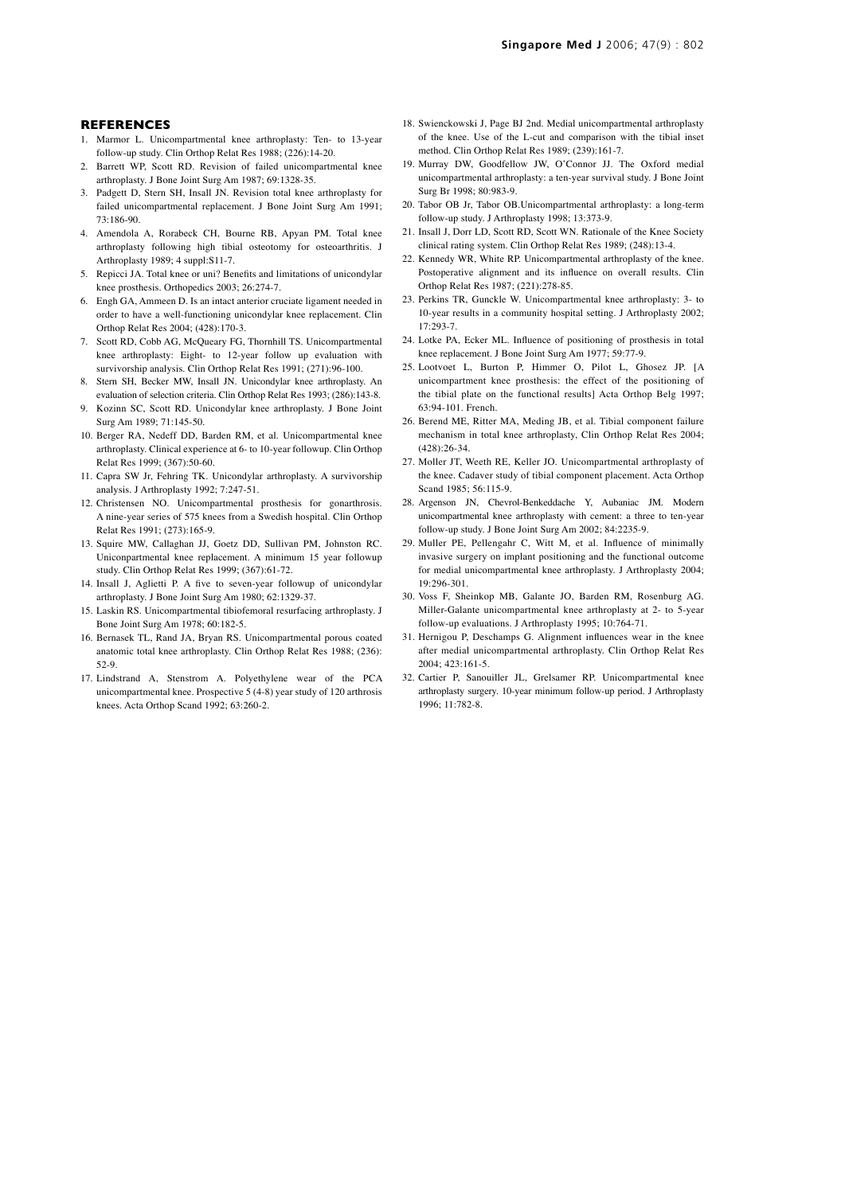## REFERENCES

1. Marmor L. Unicompartmental knee arthroplasty: Ten- to 13-year follow-up study. Clin Orthop Relat Res 1988; (226):14-20.
2. Barrett WP, Scott RD. Revision of failed unicompartmental knee arthroplasty. J Bone Joint Surg Am 1987; 69:1328-35.
3. Padgett D, Stern SH, Insall JN. Revision total knee arthroplasty for failed unicompartmental replacement. J Bone Joint Surg Am 1991; 73:186-90.
4. Amendola A, Rorabeck CH, Bourne RB, Apyan PM. Total knee arthroplasty following high tibial osteotomy for osteoarthritis. J Arthroplasty 1989; 4 suppl:S11-7.
5. Repicci JA. Total knee or uni? Benefits and limitations of unicondylar knee prosthesis. Orthopedics 2003; 26:274-7.
6. Engh GA, Ammeen D. Is an intact anterior cruciate ligament needed in order to have a well-functioning unicondylar knee replacement. Clin Orthop Relat Res 2004; (428):170-3.
7. Scott RD, Cobb AG, McQueary FG, Thornhill TS. Unicompartmental knee arthroplasty: Eight- to 12-year follow up evaluation with survivorship analysis. Clin Orthop Relat Res 1991; (271):96-100.
8. Stern SH, Becker MW, Insall JN. Unicondylar knee arthroplasty. An evaluation of selection criteria. Clin Orthop Relat Res 1993; (286):143-8.
9. Kozinn SC, Scott RD. Unicondylar knee arthroplasty. J Bone Joint Surg Am 1989; 71:145-50.
10. Berger RA, Nedeff DD, Barden RM, et al. Unicompartmental knee arthroplasty. Clinical experience at 6- to 10-year followup. Clin Orthop Relat Res 1999; (367):50-60.
11. Capra SW Jr, Fehring TK. Unicondylar arthroplasty. A survivorship analysis. J Arthroplasty 1992; 7:247-51.
12. Christensen NO. Unicompartmental prosthesis for gonarthrosis. A nine-year series of 575 knees from a Swedish hospital. Clin Orthop Relat Res 1991; (273):165-9.
13. Squire MW, Callaghan JJ, Goetz DD, Sullivan PM, Johnston RC. Uniconpartmental knee replacement. A minimum 15 year followup study. Clin Orthop Relat Res 1999; (367):61-72.
14. Insall J, Aglietti P. A five to seven-year followup of unicondylar arthroplasty. J Bone Joint Surg Am 1980; 62:1329-37.
15. Laskin RS. Unicompartmental tibiofemoral resurfacing arthroplasty. J Bone Joint Surg Am 1978; 60:182-5.
16. Bernasek TL, Rand JA, Bryan RS. Unicompartmental porous coated anatomic total knee arthroplasty. Clin Orthop Relat Res 1988; (236): 52-9.
17. Lindstrand A, Stenstrom A. Polyethylene wear of the PCA unicompartmental knee. Prospective 5 (4-8) year study of 120 arthrosis knees. Acta Orthop Scand 1992; 63:260-2.
18. Swienckowski J, Page BJ 2nd. Medial unicompartmental arthroplasty of the knee. Use of the L-cut and comparison with the tibial inset method. Clin Orthop Relat Res 1989; (239):161-7.
19. Murray DW, Goodfellow JW, O'Connor JJ. The Oxford medial unicompartmental arthroplasty: a ten-year survival study. J Bone Joint Surg Br 1998; 80:983-9.
20. Tabor OB Jr, Tabor OB.Unicompartmental arthroplasty: a long-term follow-up study. J Arthroplasty 1998; 13:373-9.
21. Insall J, Dorr LD, Scott RD, Scott WN. Rationale of the Knee Society clinical rating system. Clin Orthop Relat Res 1989; (248):13-4.
22. Kennedy WR, White RP. Unicompartmental arthroplasty of the knee. Postoperative alignment and its influence on overall results. Clin Orthop Relat Res 1987; (221):278-85.
23. Perkins TR, Gunckle W. Unicompartmental knee arthroplasty: 3- to 10-year results in a community hospital setting. J Arthroplasty 2002; 17:293-7.
24. Lotke PA, Ecker ML. Influence of positioning of prosthesis in total knee replacement. J Bone Joint Surg Am 1977; 59:77-9.
25. Lootvoet L, Burton P, Himmer O, Pilot L, Ghosez JP. [A unicompartment knee prosthesis: the effect of the positioning of the tibial plate on the functional results] Acta Orthop Belg 1997; 63:94-101. French.
26. Berend ME, Ritter MA, Meding JB, et al. Tibial component failure mechanism in total knee arthroplasty, Clin Orthop Relat Res 2004; (428):26-34.
27. Moller JT, Weeth RE, Keller JO. Unicompartmental arthroplasty of the knee. Cadaver study of tibial component placement. Acta Orthop Scand 1985; 56:115-9.
28. Argenson JN, Chevrol-Benkeddache Y, Aubaniac JM. Modern unicompartmental knee arthroplasty with cement: a three to ten-year follow-up study. J Bone Joint Surg Am 2002; 84:2235-9.
29. Muller PE, Pellengahr C, Witt M, et al. Influence of minimally invasive surgery on implant positioning and the functional outcome for medial unicompartmental knee arthroplasty. J Arthroplasty 2004; 19:296-301.
30. Voss F, Sheinkop MB, Galante JO, Barden RM, Rosenburg AG. Miller-Galante unicompartmental knee arthroplasty at 2- to 5-year follow-up evaluations. J Arthroplasty 1995; 10:764-71.
31. Hernigou P, Deschamps G. Alignment influences wear in the knee after medial unicompartmental arthroplasty. Clin Orthop Relat Res 2004; 423:161-5.
32. Cartier P, Sanouiller JL, Grelsamer RP. Unicompartmental knee arthroplasty surgery. 10-year minimum follow-up period. J Arthroplasty 1996; 11:782-8.